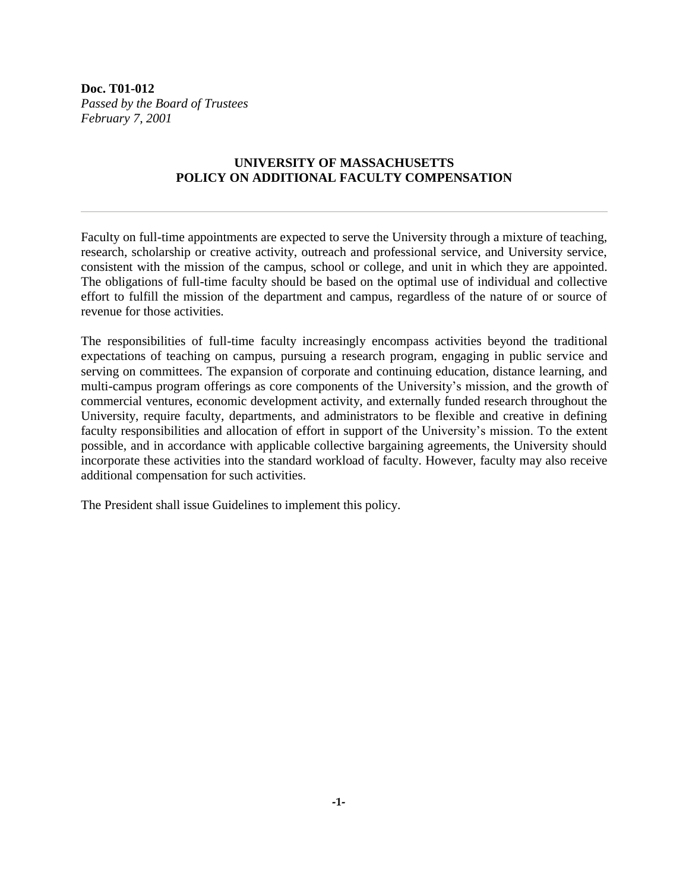**Doc. T01-012**
*Passed by the Board of Trustees*
*February 7, 2001*

# UNIVERSITY OF MASSACHUSETTS
# POLICY ON ADDITIONAL FACULTY COMPENSATION

---

Faculty on full-time appointments are expected to serve the University through a mixture of teaching, research, scholarship or creative activity, outreach and professional service, and University service, consistent with the mission of the campus, school or college, and unit in which they are appointed. The obligations of full-time faculty should be based on the optimal use of individual and collective effort to fulfill the mission of the department and campus, regardless of the nature of or source of revenue for those activities.

The responsibilities of full-time faculty increasingly encompass activities beyond the traditional expectations of teaching on campus, pursuing a research program, engaging in public service and serving on committees. The expansion of corporate and continuing education, distance learning, and multi-campus program offerings as core components of the University's mission, and the growth of commercial ventures, economic development activity, and externally funded research throughout the University, require faculty, departments, and administrators to be flexible and creative in defining faculty responsibilities and allocation of effort in support of the University's mission. To the extent possible, and in accordance with applicable collective bargaining agreements, the University should incorporate these activities into the standard workload of faculty. However, faculty may also receive additional compensation for such activities.

The President shall issue Guidelines to implement this policy.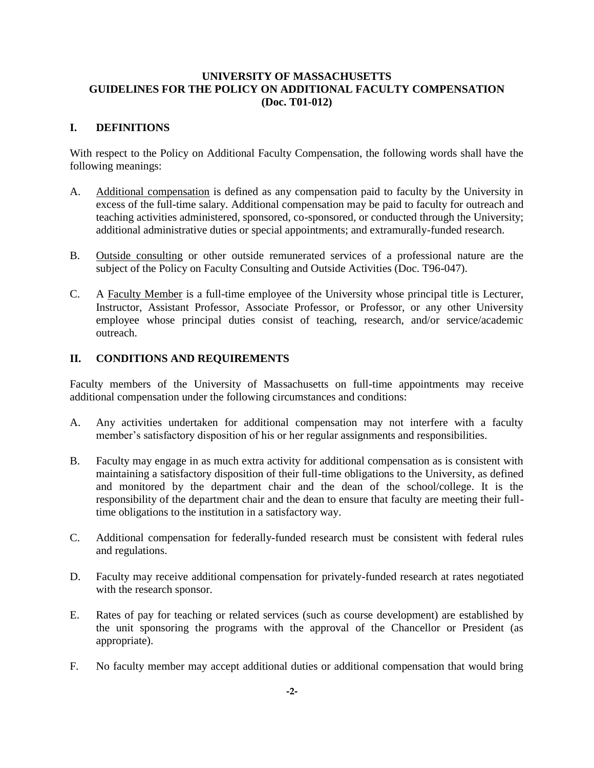**UNIVERSITY OF MASSACHUSETTS**
**GUIDELINES FOR THE POLICY ON ADDITIONAL FACULTY COMPENSATION**
**(Doc. T01-012)**

## I. DEFINITIONS

With respect to the Policy on Additional Faculty Compensation, the following words shall have the following meanings:

A. Additional compensation is defined as any compensation paid to faculty by the University in excess of the full-time salary. Additional compensation may be paid to faculty for outreach and teaching activities administered, sponsored, co-sponsored, or conducted through the University; additional administrative duties or special appointments; and extramurally-funded research.

B. Outside consulting or other outside remunerated services of a professional nature are the subject of the Policy on Faculty Consulting and Outside Activities (Doc. T96-047).

C. A Faculty Member is a full-time employee of the University whose principal title is Lecturer, Instructor, Assistant Professor, Associate Professor, or Professor, or any other University employee whose principal duties consist of teaching, research, and/or service/academic outreach.

## II. CONDITIONS AND REQUIREMENTS

Faculty members of the University of Massachusetts on full-time appointments may receive additional compensation under the following circumstances and conditions:

A. Any activities undertaken for additional compensation may not interfere with a faculty member's satisfactory disposition of his or her regular assignments and responsibilities.

B. Faculty may engage in as much extra activity for additional compensation as is consistent with maintaining a satisfactory disposition of their full-time obligations to the University, as defined and monitored by the department chair and the dean of the school/college. It is the responsibility of the department chair and the dean to ensure that faculty are meeting their full-time obligations to the institution in a satisfactory way.

C. Additional compensation for federally-funded research must be consistent with federal rules and regulations.

D. Faculty may receive additional compensation for privately-funded research at rates negotiated with the research sponsor.

E. Rates of pay for teaching or related services (such as course development) are established by the unit sponsoring the programs with the approval of the Chancellor or President (as appropriate).

F. No faculty member may accept additional duties or additional compensation that would bring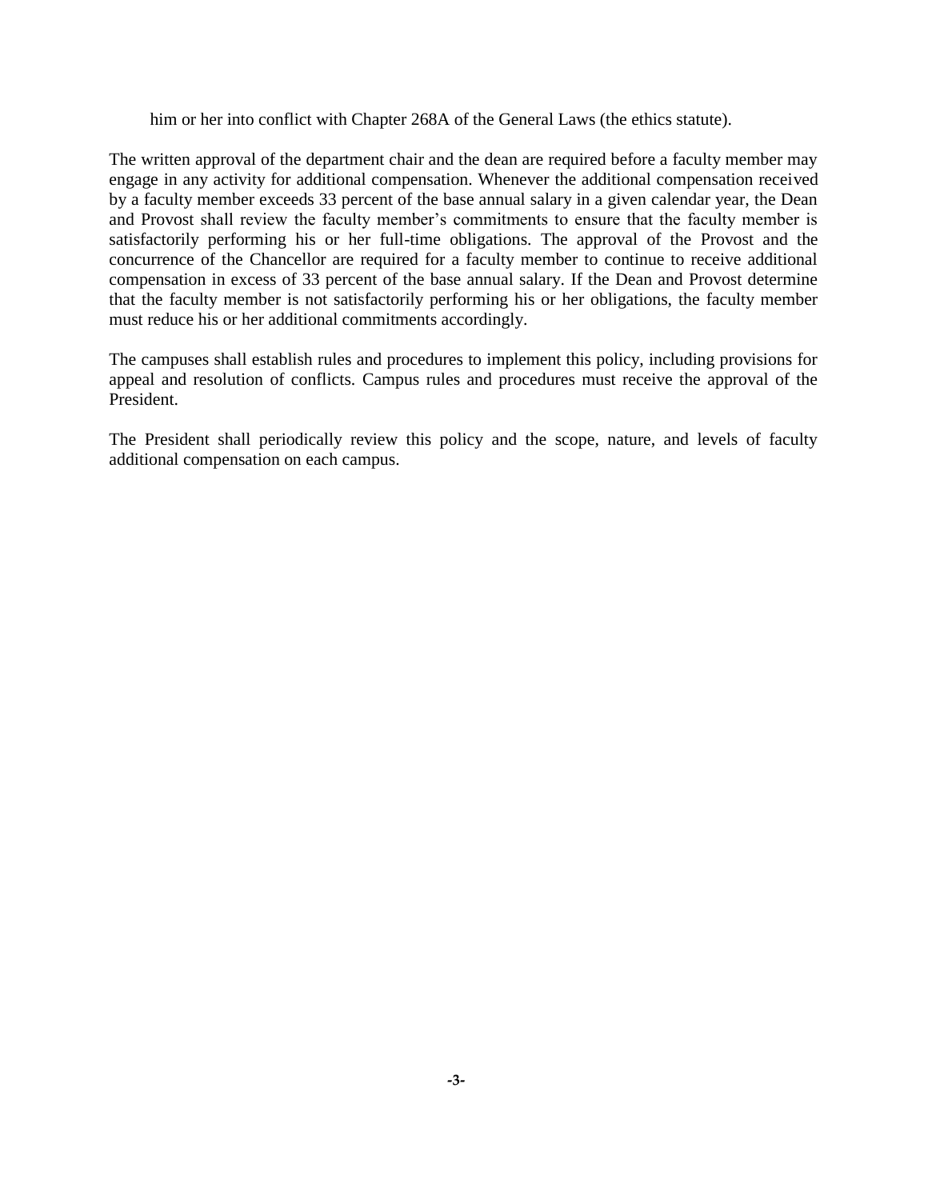him or her into conflict with Chapter 268A of the General Laws (the ethics statute).

The written approval of the department chair and the dean are required before a faculty member may engage in any activity for additional compensation. Whenever the additional compensation received by a faculty member exceeds 33 percent of the base annual salary in a given calendar year, the Dean and Provost shall review the faculty member's commitments to ensure that the faculty member is satisfactorily performing his or her full-time obligations. The approval of the Provost and the concurrence of the Chancellor are required for a faculty member to continue to receive additional compensation in excess of 33 percent of the base annual salary. If the Dean and Provost determine that the faculty member is not satisfactorily performing his or her obligations, the faculty member must reduce his or her additional commitments accordingly.

The campuses shall establish rules and procedures to implement this policy, including provisions for appeal and resolution of conflicts. Campus rules and procedures must receive the approval of the President.

The President shall periodically review this policy and the scope, nature, and levels of faculty additional compensation on each campus.